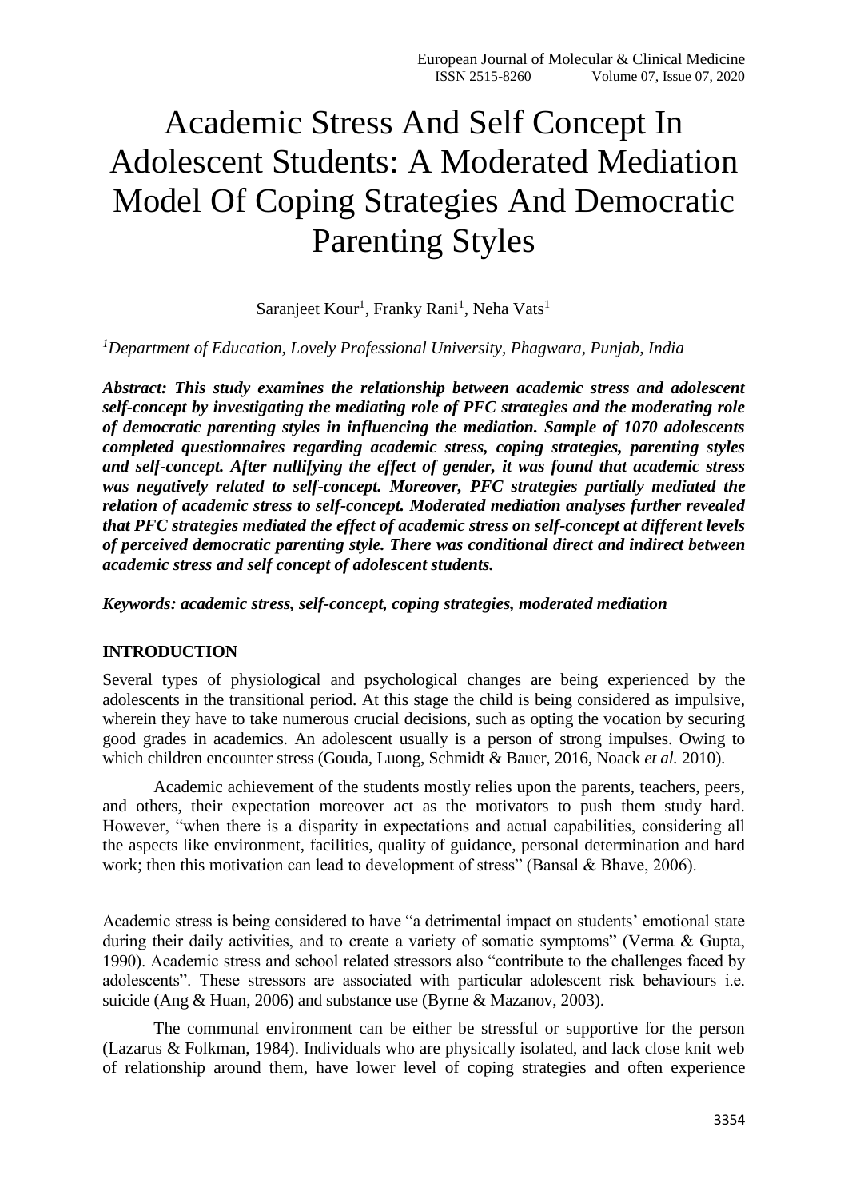# Academic Stress And Self Concept In Adolescent Students: A Moderated Mediation Model Of Coping Strategies And Democratic Parenting Styles

Saranjeet Kour[1], Franky Rani[1], Neha Vats[1]

*[1]Department of Education, Lovely Professional University, Phagwara, Punjab, India*

***Abstract: This study examines the relationship between academic stress and adolescent self-concept by investigating the mediating role of PFC strategies and the moderating role of democratic parenting styles in influencing the mediation. Sample of 1070 adolescents completed questionnaires regarding academic stress, coping strategies, parenting styles and self-concept. After nullifying the effect of gender, it was found that academic stress was negatively related to self-concept. Moreover, PFC strategies partially mediated the relation of academic stress to self-concept. Moderated mediation analyses further revealed that PFC strategies mediated the effect of academic stress on self-concept at different levels of perceived democratic parenting style. There was conditional direct and indirect between academic stress and self concept of adolescent students.***

***Keywords: academic stress, self-concept, coping strategies, moderated mediation***

## INTRODUCTION

Several types of physiological and psychological changes are being experienced by the adolescents in the transitional period. At this stage the child is being considered as impulsive, wherein they have to take numerous crucial decisions, such as opting the vocation by securing good grades in academics. An adolescent usually is a person of strong impulses. Owing to which children encounter stress (Gouda, Luong, Schmidt & Bauer, 2016, Noack *et al.* 2010).

Academic achievement of the students mostly relies upon the parents, teachers, peers, and others, their expectation moreover act as the motivators to push them study hard. However, "when there is a disparity in expectations and actual capabilities, considering all the aspects like environment, facilities, quality of guidance, personal determination and hard work; then this motivation can lead to development of stress" (Bansal & Bhave, 2006).

Academic stress is being considered to have "a detrimental impact on students' emotional state during their daily activities, and to create a variety of somatic symptoms" (Verma & Gupta, 1990). Academic stress and school related stressors also "contribute to the challenges faced by adolescents". These stressors are associated with particular adolescent risk behaviours i.e. suicide (Ang & Huan, 2006) and substance use (Byrne & Mazanov, 2003).

The communal environment can be either be stressful or supportive for the person (Lazarus & Folkman, 1984). Individuals who are physically isolated, and lack close knit web of relationship around them, have lower level of coping strategies and often experience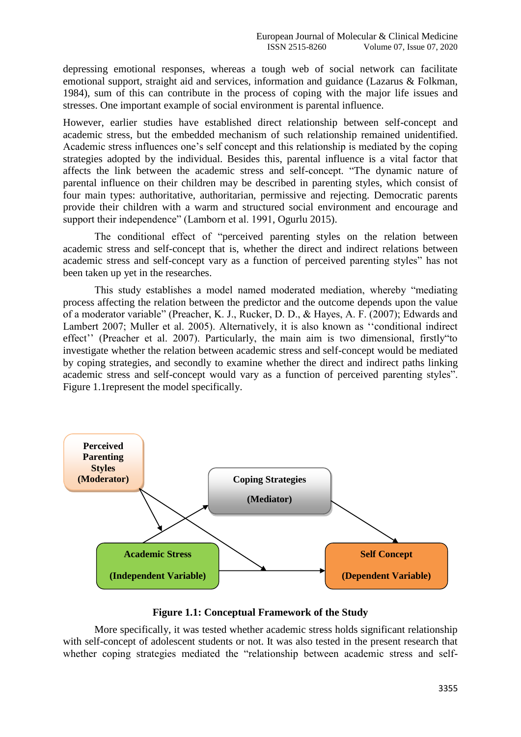depressing emotional responses, whereas a tough web of social network can facilitate emotional support, straight aid and services, information and guidance (Lazarus & Folkman, 1984), sum of this can contribute in the process of coping with the major life issues and stresses. One important example of social environment is parental influence.

However, earlier studies have established direct relationship between self-concept and academic stress, but the embedded mechanism of such relationship remained unidentified. Academic stress influences one's self concept and this relationship is mediated by the coping strategies adopted by the individual. Besides this, parental influence is a vital factor that affects the link between the academic stress and self-concept. "The dynamic nature of parental influence on their children may be described in parenting styles, which consist of four main types: authoritative, authoritarian, permissive and rejecting. Democratic parents provide their children with a warm and structured social environment and encourage and support their independence" (Lamborn et al. 1991, Ogurlu 2015).

The conditional effect of "perceived parenting styles on the relation between academic stress and self-concept that is, whether the direct and indirect relations between academic stress and self-concept vary as a function of perceived parenting styles" has not been taken up yet in the researches.

This study establishes a model named moderated mediation, whereby "mediating process affecting the relation between the predictor and the outcome depends upon the value of a moderator variable" (Preacher, K. J., Rucker, D. D., & Hayes, A. F. (2007); Edwards and Lambert 2007; Muller et al. 2005). Alternatively, it is also known as ''conditional indirect effect'' (Preacher et al. 2007). Particularly, the main aim is two dimensional, firstly"to investigate whether the relation between academic stress and self-concept would be mediated by coping strategies, and secondly to examine whether the direct and indirect paths linking academic stress and self-concept would vary as a function of perceived parenting styles". Figure 1.1represent the model specifically.

**Figure 1.1: Conceptual Framework of the Study**

More specifically, it was tested whether academic stress holds significant relationship with self-concept of adolescent students or not. It was also tested in the present research that whether coping strategies mediated the "relationship between academic stress and self-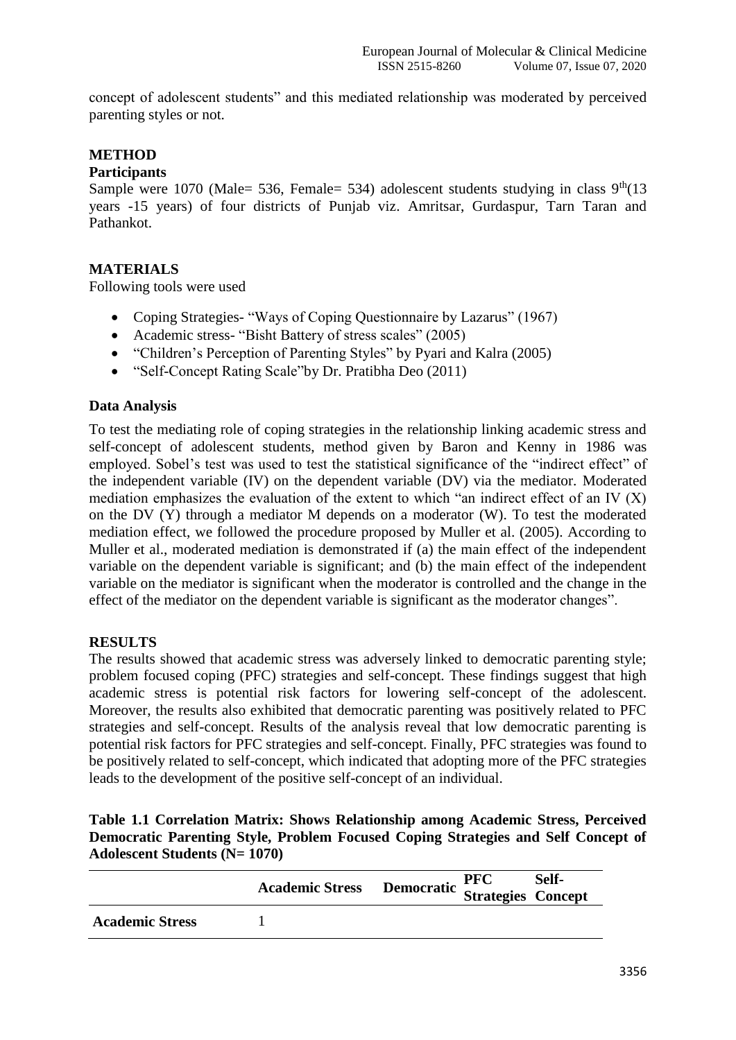concept of adolescent students" and this mediated relationship was moderated by perceived parenting styles or not.

## METHOD

### Participants

Sample were 1070 (Male= 536, Female= 534) adolescent students studying in class 9th(13 years -15 years) of four districts of Punjab viz. Amritsar, Gurdaspur, Tarn Taran and Pathankot.

## MATERIALS

Following tools were used

- Coping Strategies- "Ways of Coping Questionnaire by Lazarus" (1967)
- Academic stress- "Bisht Battery of stress scales" (2005)
- "Children's Perception of Parenting Styles" by Pyari and Kalra (2005)
- "Self-Concept Rating Scale"by Dr. Pratibha Deo (2011)

### Data Analysis

To test the mediating role of coping strategies in the relationship linking academic stress and self-concept of adolescent students, method given by Baron and Kenny in 1986 was employed. Sobel's test was used to test the statistical significance of the "indirect effect" of the independent variable (IV) on the dependent variable (DV) via the mediator. Moderated mediation emphasizes the evaluation of the extent to which "an indirect effect of an IV (X) on the DV (Y) through a mediator M depends on a moderator (W). To test the moderated mediation effect, we followed the procedure proposed by Muller et al. (2005). According to Muller et al., moderated mediation is demonstrated if (a) the main effect of the independent variable on the dependent variable is significant; and (b) the main effect of the independent variable on the mediator is significant when the moderator is controlled and the change in the effect of the mediator on the dependent variable is significant as the moderator changes".

## RESULTS

The results showed that academic stress was adversely linked to democratic parenting style; problem focused coping (PFC) strategies and self-concept. These findings suggest that high academic stress is potential risk factors for lowering self-concept of the adolescent. Moreover, the results also exhibited that democratic parenting was positively related to PFC strategies and self-concept. Results of the analysis reveal that low democratic parenting is potential risk factors for PFC strategies and self-concept. Finally, PFC strategies was found to be positively related to self-concept, which indicated that adopting more of the PFC strategies leads to the development of the positive self-concept of an individual.

**Table 1.1 Correlation Matrix: Shows Relationship among Academic Stress, Perceived Democratic Parenting Style, Problem Focused Coping Strategies and Self Concept of Adolescent Students (N= 1070)**

| | Academic Stress | Democratic | PFC Strategies | Self-Concept |
|---|---|---|---|---|
| **Academic Stress** | 1 | | | |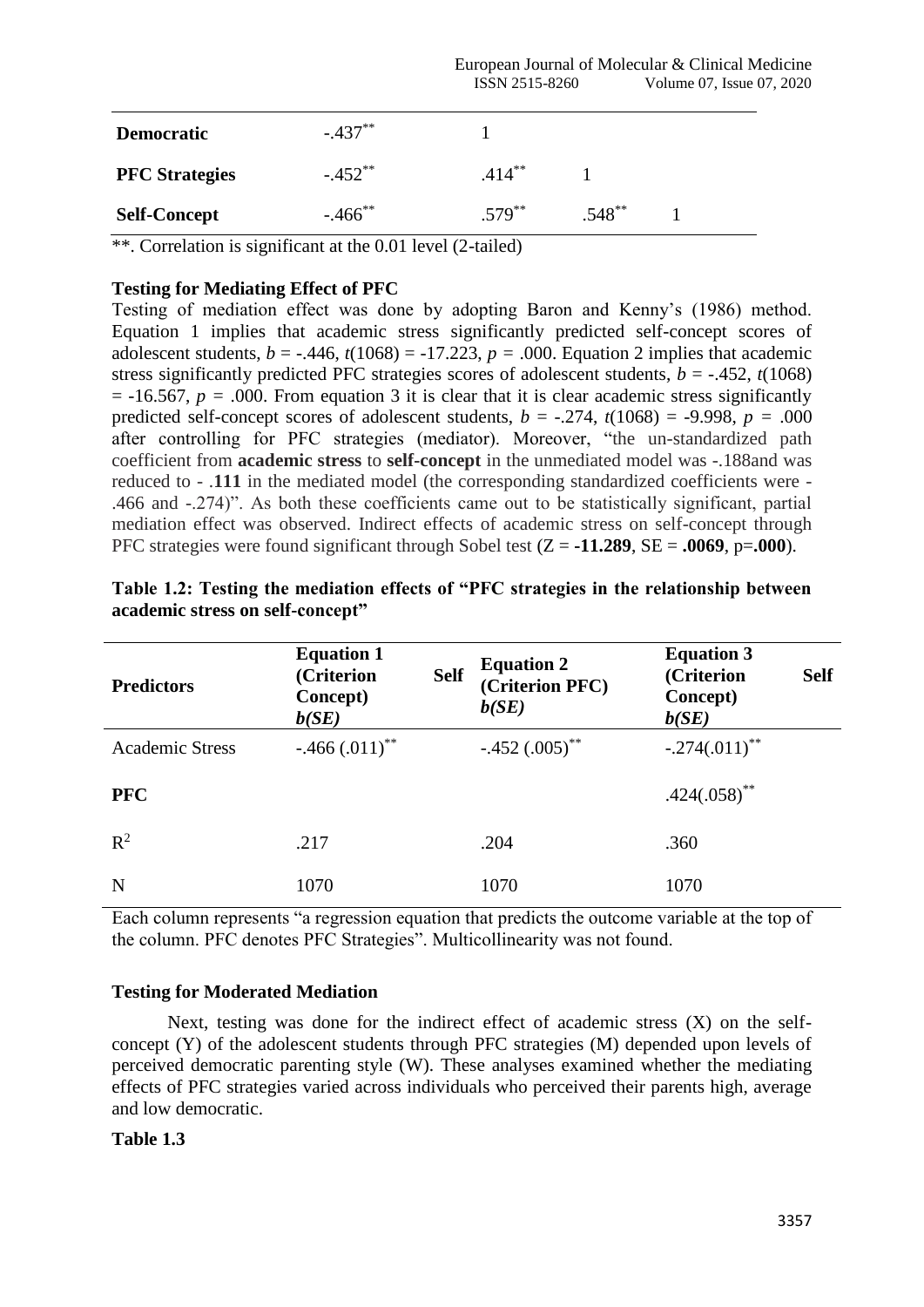| | | | | |
|---|---|---|---|---|
| **Democratic** | $-.437^{**}$ | 1 | | |
| **PFC Strategies** | $-.452^{**}$ | $.414^{**}$ | 1 | |
| **Self-Concept** | $-.466^{**}$ | $.579^{**}$ | $.548^{**}$ | 1 |

**. Correlation is significant at the 0.01 level (2-tailed)

**Testing for Mediating Effect of PFC**

Testing of mediation effect was done by adopting Baron and Kenny's (1986) method. Equation 1 implies that academic stress significantly predicted self-concept scores of adolescent students, $b = -.446$, $t(1068) = -17.223$, $p = .000$. Equation 2 implies that academic stress significantly predicted PFC strategies scores of adolescent students, $b = -.452$, $t(1068) = -16.567$, $p = .000$. From equation 3 it is clear that it is clear academic stress significantly predicted self-concept scores of adolescent students, $b = -.274$, $t(1068) = -9.998$, $p = .000$ after controlling for PFC strategies (mediator). Moreover, "the un-standardized path coefficient from **academic stress** to **self-concept** in the unmediated model was -.188and was reduced to - .**111** in the mediated model (the corresponding standardized coefficients were -.466 and -.274)". As both these coefficients came out to be statistically significant, partial mediation effect was observed. Indirect effects of academic stress on self-concept through PFC strategies were found significant through Sobel test ($Z$ = **-11.289**, SE = **.0069**, p=**.000**).

**Table 1.2: Testing the mediation effects of "PFC strategies in the relationship between academic stress on self-concept"**

| **Predictors** | **Equation 1 (Criterion Self Concept) *b(SE)*** | **Equation 2 (Criterion PFC) *b(SE)*** | **Equation 3 (Criterion Self Concept) *b(SE)*** |
|---|---|---|---|
| Academic Stress | $-.466\ (.011)^{**}$ | $-.452\ (.005)^{**}$ | $-.274(.011)^{**}$ |
| **PFC** | | | $.424(.058)^{**}$ |
| $R^2$ | .217 | .204 | .360 |
| N | 1070 | 1070 | 1070 |

Each column represents "a regression equation that predicts the outcome variable at the top of the column. PFC denotes PFC Strategies". Multicollinearity was not found.

**Testing for Moderated Mediation**

Next, testing was done for the indirect effect of academic stress (X) on the self-concept (Y) of the adolescent students through PFC strategies (M) depended upon levels of perceived democratic parenting style (W). These analyses examined whether the mediating effects of PFC strategies varied across individuals who perceived their parents high, average and low democratic.

**Table 1.3**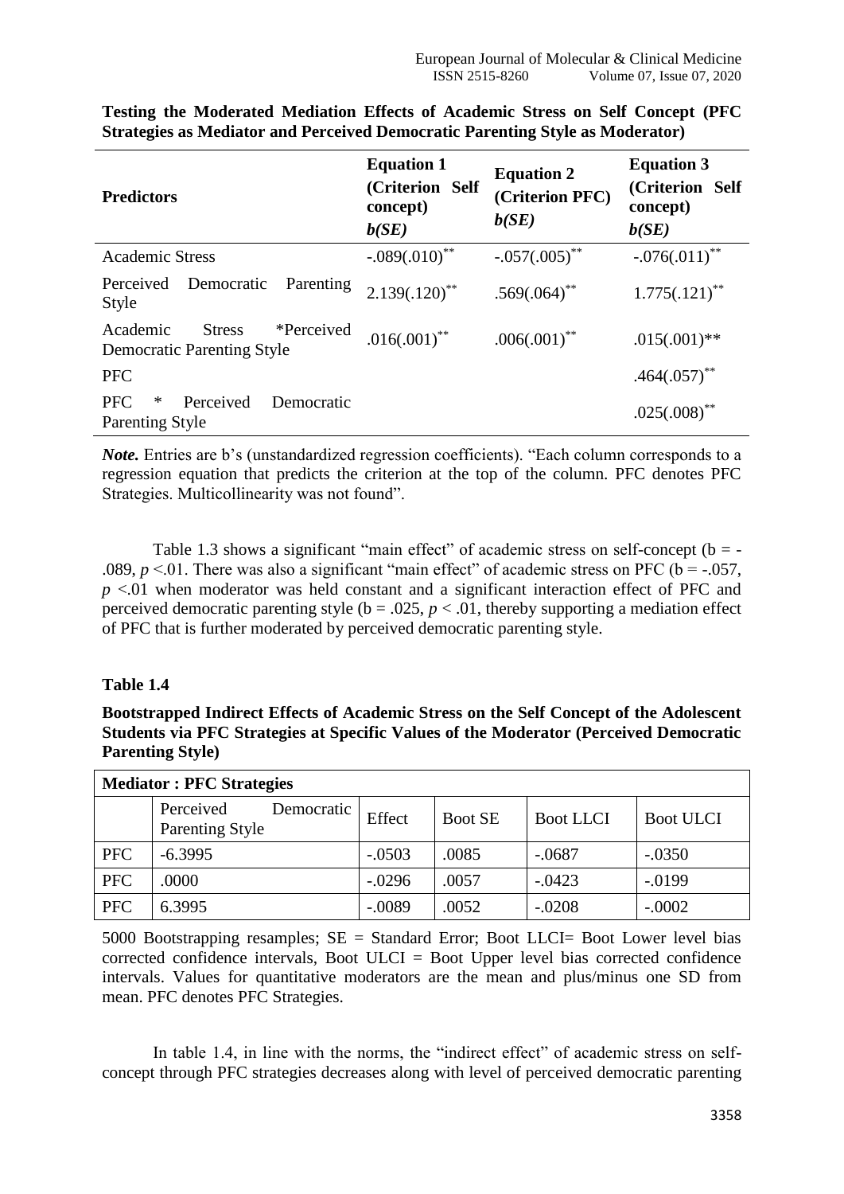**Testing the Moderated Mediation Effects of Academic Stress on Self Concept (PFC Strategies as Mediator and Perceived Democratic Parenting Style as Moderator)**

| Predictors | Equation 1 (Criterion Self concept) *b(SE)* | Equation 2 (Criterion PFC) *b(SE)* | Equation 3 (Criterion Self concept) *b(SE)* |
|---|---|---|---|
| Academic Stress | $-.089(.010)^{**}$ | $-.057(.005)^{**}$ | $-.076(.011)^{**}$ |
| Perceived Democratic Parenting Style | $2.139(.120)^{**}$ | $.569(.064)^{**}$ | $1.775(.121)^{**}$ |
| Academic Stress *Perceived Democratic Parenting Style | $.016(.001)^{**}$ | $.006(.001)^{**}$ | .015(.001)** |
| PFC | | | $.464(.057)^{**}$ |
| PFC * Perceived Democratic Parenting Style | | | $.025(.008)^{**}$ |

*Note.* Entries are b's (unstandardized regression coefficients). "Each column corresponds to a regression equation that predicts the criterion at the top of the column. PFC denotes PFC Strategies. Multicollinearity was not found".

Table 1.3 shows a significant "main effect" of academic stress on self-concept (b = -.089, $p$ <.01. There was also a significant "main effect" of academic stress on PFC (b = -.057, $p$ <.01 when moderator was held constant and a significant interaction effect of PFC and perceived democratic parenting style (b = .025, $p$ < .01, thereby supporting a mediation effect of PFC that is further moderated by perceived democratic parenting style.

**Table 1.4**

**Bootstrapped Indirect Effects of Academic Stress on the Self Concept of the Adolescent Students via PFC Strategies at Specific Values of the Moderator (Perceived Democratic Parenting Style)**

| Mediator : PFC Strategies | | | | | |
|---|---|---|---|---|---|
| | Perceived Democratic Parenting Style | Effect | Boot SE | Boot LLCI | Boot ULCI |
| PFC | -6.3995 | -.0503 | .0085 | -.0687 | -.0350 |
| PFC | .0000 | -.0296 | .0057 | -.0423 | -.0199 |
| PFC | 6.3995 | -.0089 | .0052 | -.0208 | -.0002 |

5000 Bootstrapping resamples; SE = Standard Error; Boot LLCI= Boot Lower level bias corrected confidence intervals, Boot ULCI = Boot Upper level bias corrected confidence intervals. Values for quantitative moderators are the mean and plus/minus one SD from mean. PFC denotes PFC Strategies.

In table 1.4, in line with the norms, the "indirect effect" of academic stress on self-concept through PFC strategies decreases along with level of perceived democratic parenting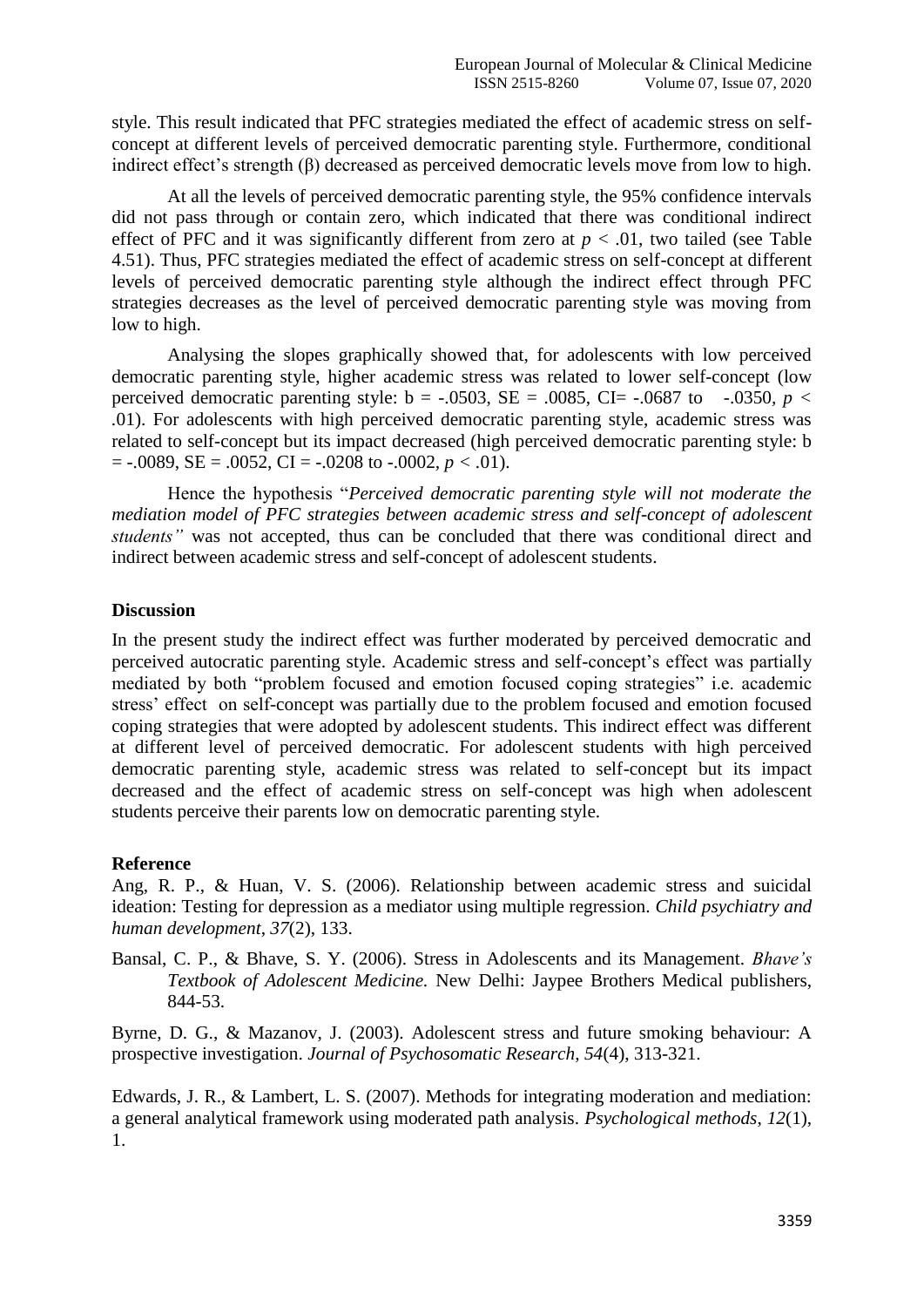style. This result indicated that PFC strategies mediated the effect of academic stress on self-concept at different levels of perceived democratic parenting style. Furthermore, conditional indirect effect's strength (β) decreased as perceived democratic levels move from low to high.

At all the levels of perceived democratic parenting style, the 95% confidence intervals did not pass through or contain zero, which indicated that there was conditional indirect effect of PFC and it was significantly different from zero at $p < .01$, two tailed (see Table 4.51). Thus, PFC strategies mediated the effect of academic stress on self-concept at different levels of perceived democratic parenting style although the indirect effect through PFC strategies decreases as the level of perceived democratic parenting style was moving from low to high.

Analysing the slopes graphically showed that, for adolescents with low perceived democratic parenting style, higher academic stress was related to lower self-concept (low perceived democratic parenting style: b = -.0503, SE = .0085, CI= -.0687 to -.0350, $p < .01$). For adolescents with high perceived democratic parenting style, academic stress was related to self-concept but its impact decreased (high perceived democratic parenting style: b = -.0089, SE = .0052, CI = -.0208 to -.0002, $p < .01$).

Hence the hypothesis "*Perceived democratic parenting style will not moderate the mediation model of PFC strategies between academic stress and self-concept of adolescent students"* was not accepted, thus can be concluded that there was conditional direct and indirect between academic stress and self-concept of adolescent students.

## Discussion

In the present study the indirect effect was further moderated by perceived democratic and perceived autocratic parenting style. Academic stress and self-concept's effect was partially mediated by both "problem focused and emotion focused coping strategies" i.e. academic stress' effect on self-concept was partially due to the problem focused and emotion focused coping strategies that were adopted by adolescent students. This indirect effect was different at different level of perceived democratic. For adolescent students with high perceived democratic parenting style, academic stress was related to self-concept but its impact decreased and the effect of academic stress on self-concept was high when adolescent students perceive their parents low on democratic parenting style.

## Reference

Ang, R. P., & Huan, V. S. (2006). Relationship between academic stress and suicidal ideation: Testing for depression as a mediator using multiple regression. *Child psychiatry and human development*, *37*(2), 133.

Bansal, C. P., & Bhave, S. Y. (2006). Stress in Adolescents and its Management. *Bhave's Textbook of Adolescent Medicine.* New Delhi: Jaypee Brothers Medical publishers, 844-53.

Byrne, D. G., & Mazanov, J. (2003). Adolescent stress and future smoking behaviour: A prospective investigation. *Journal of Psychosomatic Research*, *54*(4), 313-321.

Edwards, J. R., & Lambert, L. S. (2007). Methods for integrating moderation and mediation: a general analytical framework using moderated path analysis. *Psychological methods*, *12*(1), 1.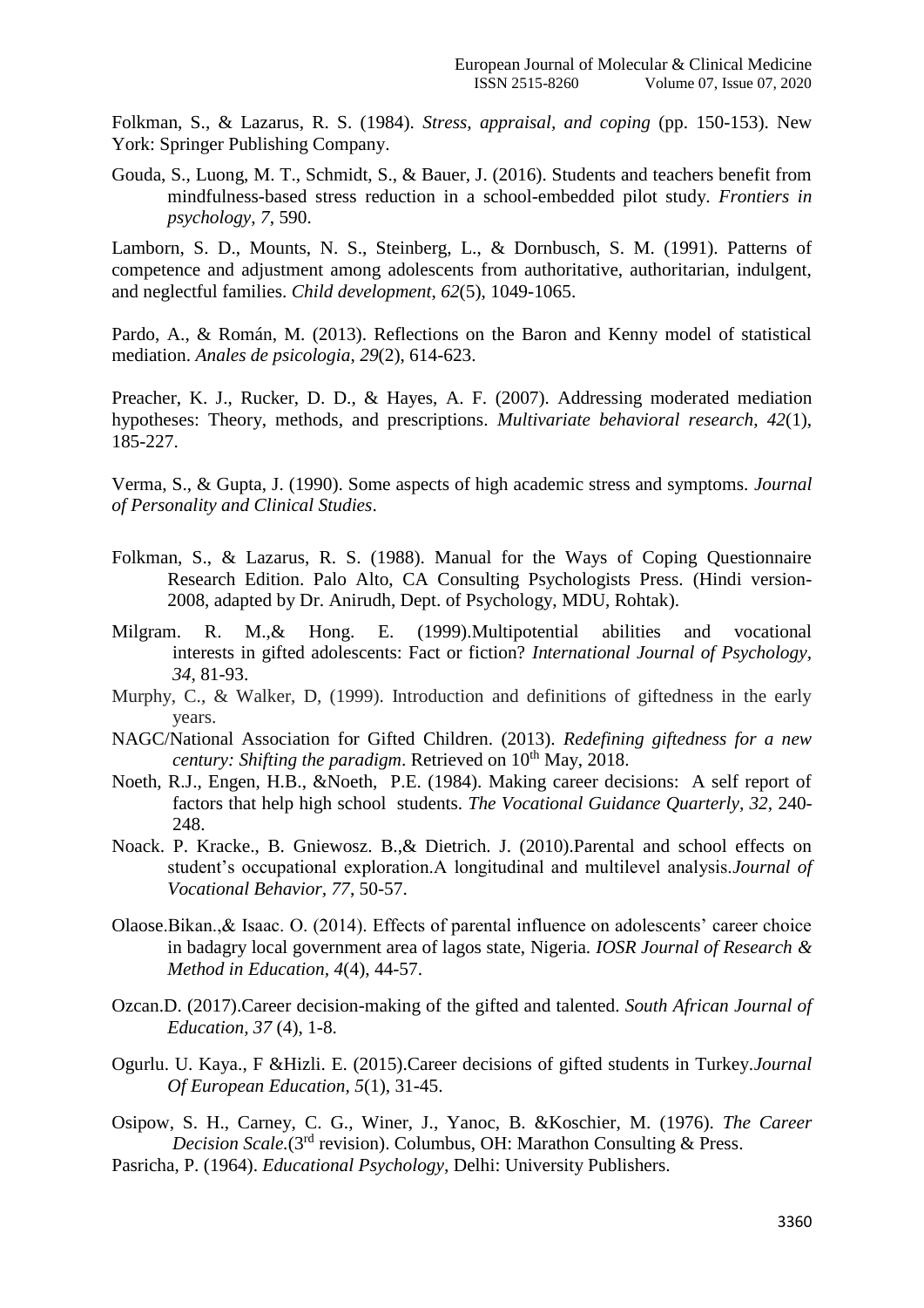Folkman, S., & Lazarus, R. S. (1984). *Stress, appraisal, and coping* (pp. 150-153). New York: Springer Publishing Company.

Gouda, S., Luong, M. T., Schmidt, S., & Bauer, J. (2016). Students and teachers benefit from mindfulness-based stress reduction in a school-embedded pilot study. *Frontiers in psychology*, *7*, 590.

Lamborn, S. D., Mounts, N. S., Steinberg, L., & Dornbusch, S. M. (1991). Patterns of competence and adjustment among adolescents from authoritative, authoritarian, indulgent, and neglectful families. *Child development*, *62*(5), 1049-1065.

Pardo, A., & Román, M. (2013). Reflections on the Baron and Kenny model of statistical mediation. *Anales de psicologia*, *29*(2), 614-623.

Preacher, K. J., Rucker, D. D., & Hayes, A. F. (2007). Addressing moderated mediation hypotheses: Theory, methods, and prescriptions. *Multivariate behavioral research*, *42*(1), 185-227.

Verma, S., & Gupta, J. (1990). Some aspects of high academic stress and symptoms. *Journal of Personality and Clinical Studies*.

Folkman, S., & Lazarus, R. S. (1988). Manual for the Ways of Coping Questionnaire Research Edition. Palo Alto, CA Consulting Psychologists Press. (Hindi version-2008, adapted by Dr. Anirudh, Dept. of Psychology, MDU, Rohtak).

Milgram. R. M.,& Hong. E. (1999).Multipotential abilities and vocational interests in gifted adolescents: Fact or fiction? *International Journal of Psychology, 34*, 81-93.

Murphy, C., & Walker, D, (1999). Introduction and definitions of giftedness in the early years.

NAGC/National Association for Gifted Children. (2013). *Redefining giftedness for a new century: Shifting the paradigm*. Retrieved on 10th May, 2018.

Noeth, R.J., Engen, H.B., &Noeth, P.E. (1984). Making career decisions: A self report of factors that help high school students. *The Vocational Guidance Quarterly, 32*, 240-248.

Noack. P. Kracke., B. Gniewosz. B.,& Dietrich. J. (2010).Parental and school effects on student's occupational exploration.A longitudinal and multilevel analysis.*Journal of Vocational Behavior, 77*, 50-57.

Olaose.Bikan.,& Isaac. O. (2014). Effects of parental influence on adolescents' career choice in badagry local government area of lagos state, Nigeria. *IOSR Journal of Research & Method in Education, 4*(4), 44-57.

Ozcan.D. (2017).Career decision-making of the gifted and talented. *South African Journal of Education, 37* (4), 1-8.

Ogurlu. U. Kaya., F &Hizli. E. (2015).Career decisions of gifted students in Turkey.*Journal Of European Education, 5*(1), 31-45.

Osipow, S. H., Carney, C. G., Winer, J., Yanoc, B. &Koschier, M. (1976). *The Career Decision Scale.*(3rd revision). Columbus, OH: Marathon Consulting & Press.

Pasricha, P. (1964). *Educational Psychology,* Delhi: University Publishers.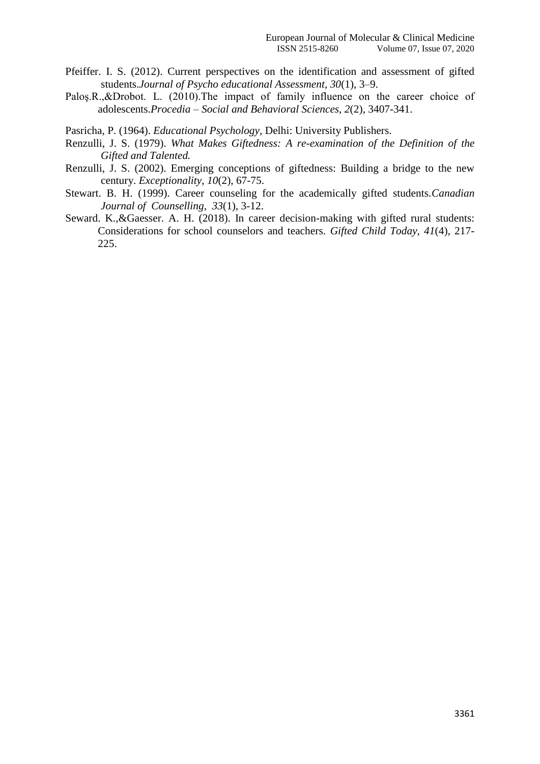Pfeiffer. I. S. (2012). Current perspectives on the identification and assessment of gifted students.*Journal of Psycho educational Assessment*, *30*(1), 3–9.

Paloş.R.,&Drobot. L. (2010).The impact of family influence on the career choice of adolescents.*Procedia – Social and Behavioral Sciences, 2*(2), 3407-341.

Pasricha, P. (1964). *Educational Psychology,* Delhi: University Publishers.

Renzulli, J. S. (1979). *What Makes Giftedness: A re-examination of the Definition of the Gifted and Talented.*

Renzulli, J. S. (2002). Emerging conceptions of giftedness: Building a bridge to the new century. *Exceptionality*, *10*(2), 67-75.

Stewart. B. H. (1999). Career counseling for the academically gifted students.*Canadian Journal of Counselling, 33*(1), 3-12.

Seward. K.,&Gaesser. A. H. (2018). In career decision-making with gifted rural students: Considerations for school counselors and teachers. *Gifted Child Today, 41*(4), 217-225.